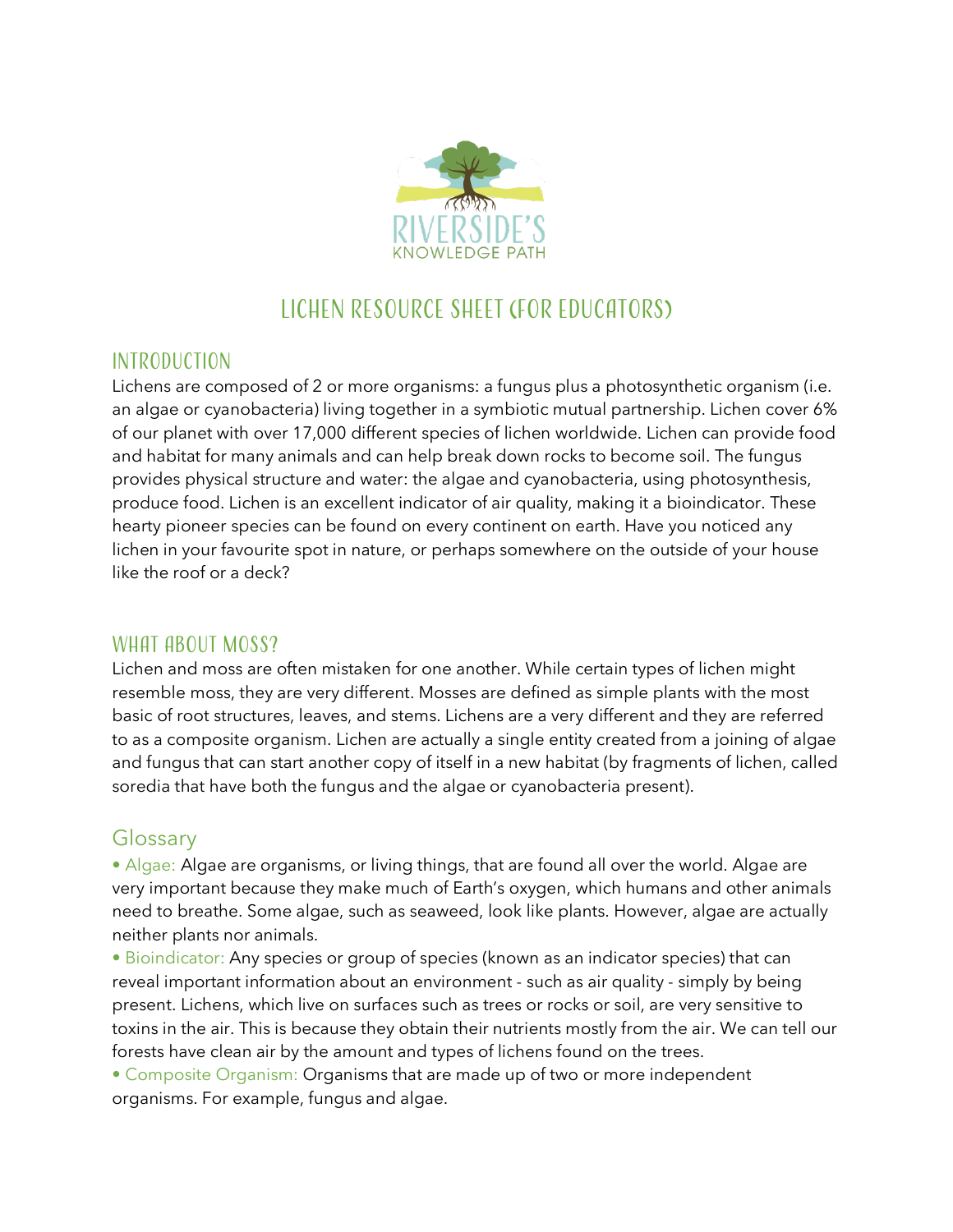RIVERSIDE'S
KNOWLEDGE PATH

# LICHEN RESOURCE SHEET (FOR EDUCATORS)

## INTRODUCTION

Lichens are composed of 2 or more organisms: a fungus plus a photosynthetic organism (i.e. an algae or cyanobacteria) living together in a symbiotic mutual partnership. Lichen cover 6% of our planet with over 17,000 different species of lichen worldwide. Lichen can provide food and habitat for many animals and can help break down rocks to become soil. The fungus provides physical structure and water: the algae and cyanobacteria, using photosynthesis, produce food. Lichen is an excellent indicator of air quality, making it a bioindicator. These hearty pioneer species can be found on every continent on earth. Have you noticed any lichen in your favourite spot in nature, or perhaps somewhere on the outside of your house like the roof or a deck?

## WHAT ABOUT MOSS?

Lichen and moss are often mistaken for one another. While certain types of lichen might resemble moss, they are very different. Mosses are defined as simple plants with the most basic of root structures, leaves, and stems. Lichens are a very different and they are referred to as a composite organism. Lichen are actually a single entity created from a joining of algae and fungus that can start another copy of itself in a new habitat (by fragments of lichen, called soredia that have both the fungus and the algae or cyanobacteria present).

## Glossary

- Algae: Algae are organisms, or living things, that are found all over the world. Algae are very important because they make much of Earth's oxygen, which humans and other animals need to breathe. Some algae, such as seaweed, look like plants. However, algae are actually neither plants nor animals.
- Bioindicator: Any species or group of species (known as an indicator species) that can reveal important information about an environment - such as air quality - simply by being present. Lichens, which live on surfaces such as trees or rocks or soil, are very sensitive to toxins in the air. This is because they obtain their nutrients mostly from the air. We can tell our forests have clean air by the amount and types of lichens found on the trees.
- Composite Organism: Organisms that are made up of two or more independent organisms. For example, fungus and algae.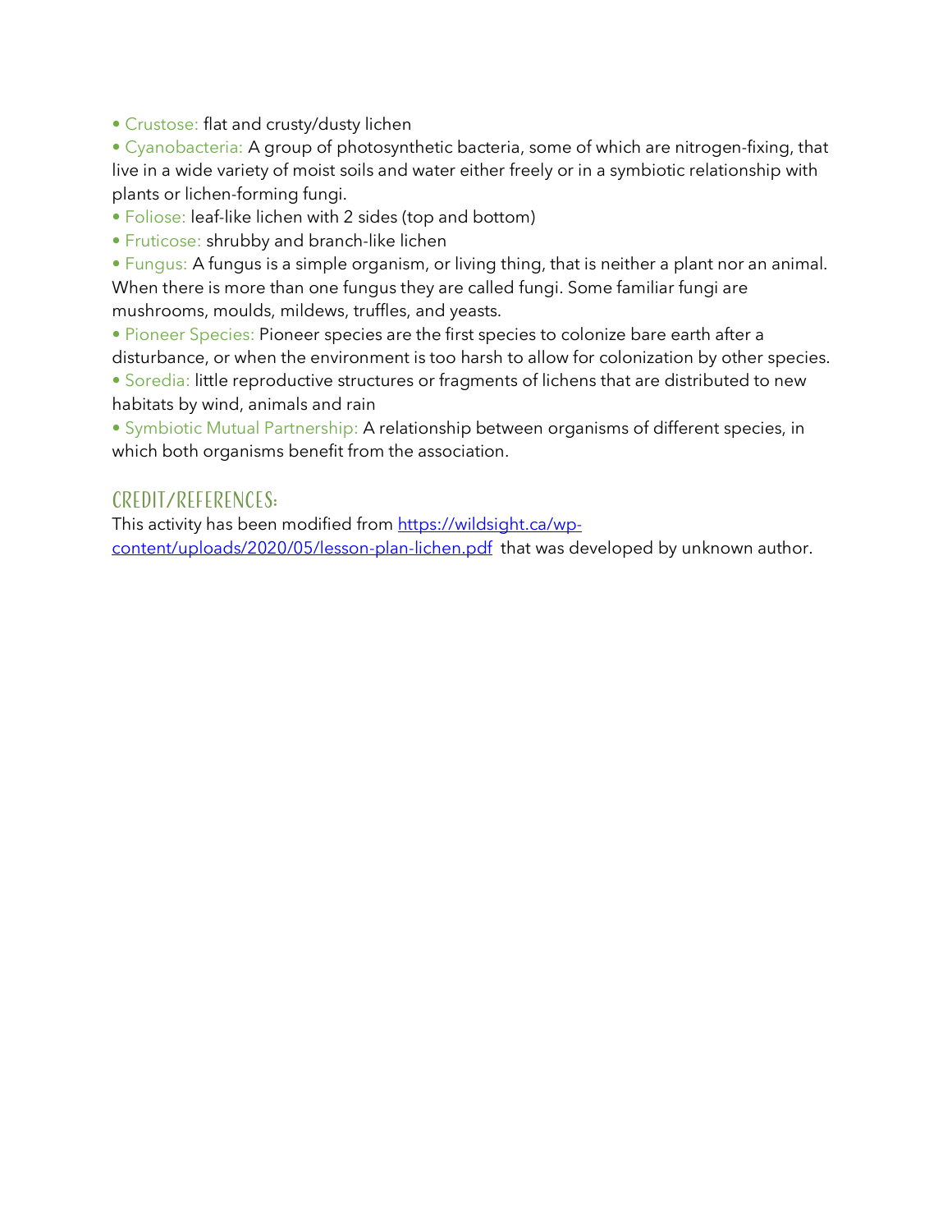- Crustose: flat and crusty/dusty lichen
- Cyanobacteria: A group of photosynthetic bacteria, some of which are nitrogen-fixing, that live in a wide variety of moist soils and water either freely or in a symbiotic relationship with plants or lichen-forming fungi.
- Foliose: leaf-like lichen with 2 sides (top and bottom)
- Fruticose: shrubby and branch-like lichen
- Fungus: A fungus is a simple organism, or living thing, that is neither a plant nor an animal. When there is more than one fungus they are called fungi. Some familiar fungi are mushrooms, moulds, mildews, truffles, and yeasts.
- Pioneer Species: Pioneer species are the first species to colonize bare earth after a disturbance, or when the environment is too harsh to allow for colonization by other species.
- Soredia: little reproductive structures or fragments of lichens that are distributed to new habitats by wind, animals and rain
- Symbiotic Mutual Partnership: A relationship between organisms of different species, in which both organisms benefit from the association.

## CREDIT/REFERENCES:

This activity has been modified from [https://wildsight.ca/wp-content/uploads/2020/05/lesson-plan-lichen.pdf](https://wildsight.ca/wp-content/uploads/2020/05/lesson-plan-lichen.pdf) that was developed by unknown author.